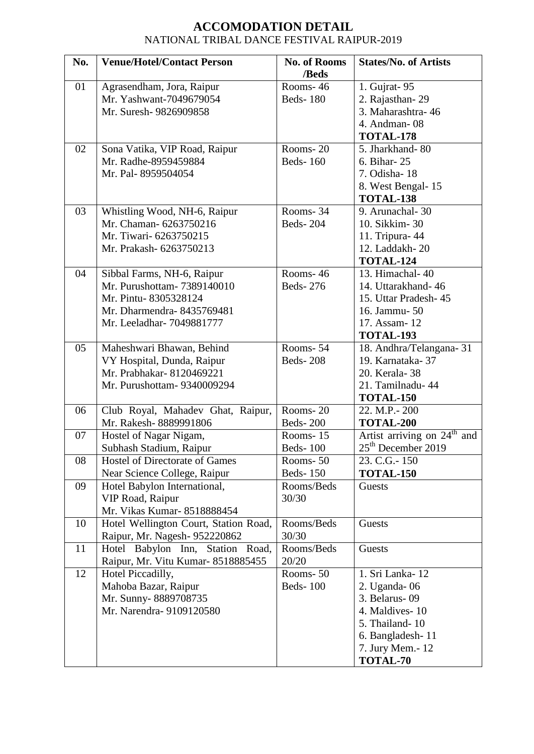# ACCOMODATION DETAIL

NATIONAL TRIBAL DANCE FESTIVAL RAIPUR-2019

| No. | Venue/Hotel/Contact Person | No. of Rooms /Beds | States/No. of Artists |
|---|---|---|---|
| 01 | Agrasendham, Jora, Raipur<br>Mr. Yashwant-7049679054<br>Mr. Suresh- 9826909858 | Rooms- 46<br>Beds- 180 | 1. Gujrat- 95<br>2. Rajasthan- 29<br>3. Maharashtra- 46<br>4. Andman- 08<br>**TOTAL-178** |
| 02 | Sona Vatika, VIP Road, Raipur<br>Mr. Radhe-8959459884<br>Mr. Pal- 8959504054 | Rooms- 20<br>Beds- 160 | 5. Jharkhand- 80<br>6. Bihar- 25<br>7. Odisha- 18<br>8. West Bengal- 15<br>**TOTAL-138** |
| 03 | Whistling Wood, NH-6, Raipur<br>Mr. Chaman- 6263750216<br>Mr. Tiwari- 6263750215<br>Mr. Prakash- 6263750213 | Rooms- 34<br>Beds- 204 | 9. Arunachal- 30<br>10. Sikkim- 30<br>11. Tripura- 44<br>12. Laddakh- 20<br>**TOTAL-124** |
| 04 | Sibbal Farms, NH-6, Raipur<br>Mr. Purushottam- 7389140010<br>Mr. Pintu- 8305328124<br>Mr. Dharmendra- 8435769481<br>Mr. Leeladhar- 7049881777 | Rooms- 46<br>Beds- 276 | 13. Himachal- 40<br>14. Uttarakhand- 46<br>15. Uttar Pradesh- 45<br>16. Jammu- 50<br>17. Assam- 12<br>**TOTAL-193** |
| 05 | Maheshwari Bhawan, Behind VY Hospital, Dunda, Raipur<br>Mr. Prabhakar- 8120469221<br>Mr. Purushottam- 9340009294 | Rooms- 54<br>Beds- 208 | 18. Andhra/Telangana- 31<br>19. Karnataka- 37<br>20. Kerala- 38<br>21. Tamilnadu- 44<br>**TOTAL-150** |
| 06 | Club Royal, Mahadev Ghat, Raipur, Mr. Rakesh- 8889991806 | Rooms- 20<br>Beds- 200 | 22. M.P.- 200<br>**TOTAL-200** |
| 07 | Hostel of Nagar Nigam, Subhash Stadium, Raipur | Rooms- 15<br>Beds- 100 | Artist arriving on 24th and 25th December 2019 |
| 08 | Hostel of Directorate of Games Near Science College, Raipur | Rooms- 50<br>Beds- 150 | 23. C.G.- 150<br>**TOTAL-150** |
| 09 | Hotel Babylon International, VIP Road, Raipur<br>Mr. Vikas Kumar- 8518888454 | Rooms/Beds 30/30 | Guests |
| 10 | Hotel Wellington Court, Station Road, Raipur, Mr. Nagesh- 952220862 | Rooms/Beds 30/30 | Guests |
| 11 | Hotel Babylon Inn, Station Road, Raipur, Mr. Vitu Kumar- 8518885455 | Rooms/Beds 20/20 | Guests |
| 12 | Hotel Piccadilly, Mahoba Bazar, Raipur<br>Mr. Sunny- 8889708735<br>Mr. Narendra- 9109120580 | Rooms- 50<br>Beds- 100 | 1. Sri Lanka- 12<br>2. Uganda- 06<br>3. Belarus- 09<br>4. Maldives- 10<br>5. Thailand- 10<br>6. Bangladesh- 11<br>7. Jury Mem.- 12<br>**TOTAL-70** |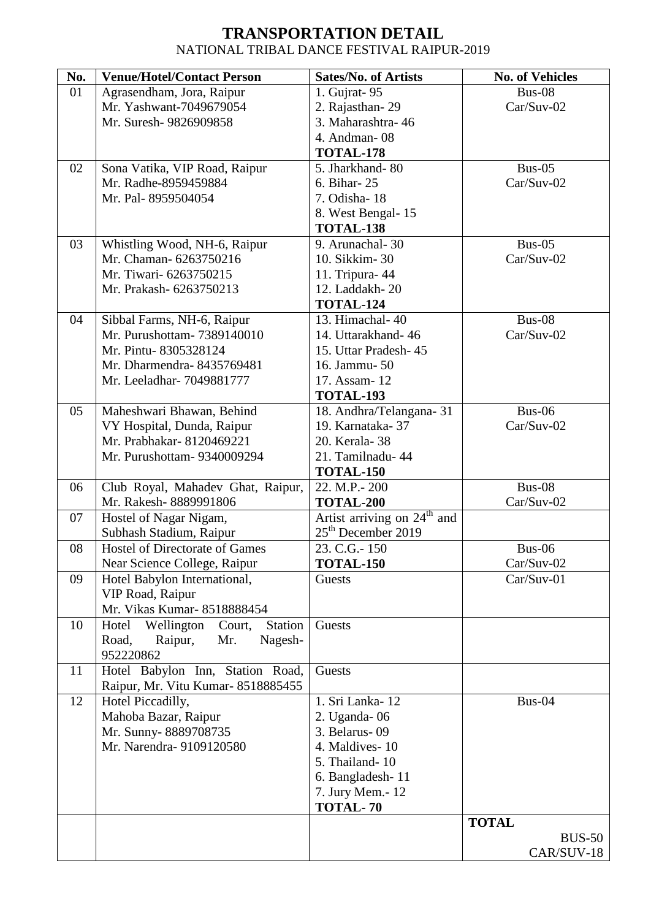# TRANSPORTATION DETAIL

NATIONAL TRIBAL DANCE FESTIVAL RAIPUR-2019

| No. | Venue/Hotel/Contact Person | Sates/No. of Artists | No. of Vehicles |
|---|---|---|---|
| 01 | Agrasendham, Jora, Raipur<br>Mr. Yashwant-7049679054<br>Mr. Suresh- 9826909858 | 1. Gujrat- 95<br>2. Rajasthan- 29<br>3. Maharashtra- 46<br>4. Andman- 08<br>**TOTAL-178** | Bus-08<br>Car/Suv-02 |
| 02 | Sona Vatika, VIP Road, Raipur<br>Mr. Radhe-8959459884<br>Mr. Pal- 8959504054 | 5. Jharkhand- 80<br>6. Bihar- 25<br>7. Odisha- 18<br>8. West Bengal- 15<br>**TOTAL-138** | Bus-05<br>Car/Suv-02 |
| 03 | Whistling Wood, NH-6, Raipur<br>Mr. Chaman- 6263750216<br>Mr. Tiwari- 6263750215<br>Mr. Prakash- 6263750213 | 9. Arunachal- 30<br>10. Sikkim- 30<br>11. Tripura- 44<br>12. Laddakh- 20<br>**TOTAL-124** | Bus-05<br>Car/Suv-02 |
| 04 | Sibbal Farms, NH-6, Raipur<br>Mr. Purushottam- 7389140010<br>Mr. Pintu- 8305328124<br>Mr. Dharmendra- 8435769481<br>Mr. Leeladhar- 7049881777 | 13. Himachal- 40<br>14. Uttarakhand- 46<br>15. Uttar Pradesh- 45<br>16. Jammu- 50<br>17. Assam- 12<br>**TOTAL-193** | Bus-08<br>Car/Suv-02 |
| 05 | Maheshwari Bhawan, Behind VY Hospital, Dunda, Raipur<br>Mr. Prabhakar- 8120469221<br>Mr. Purushottam- 9340009294 | 18. Andhra/Telangana- 31<br>19. Karnataka- 37<br>20. Kerala- 38<br>21. Tamilnadu- 44<br>**TOTAL-150** | Bus-06<br>Car/Suv-02 |
| 06 | Club Royal, Mahadev Ghat, Raipur,<br>Mr. Rakesh- 8889991806 | 22. M.P.- 200<br>**TOTAL-200** | Bus-08<br>Car/Suv-02 |
| 07 | Hostel of Nagar Nigam, Subhash Stadium, Raipur | Artist arriving on 24th and 25th December 2019 | |
| 08 | Hostel of Directorate of Games Near Science College, Raipur | 23. C.G.- 150<br>**TOTAL-150** | Bus-06<br>Car/Suv-02 |
| 09 | Hotel Babylon International, VIP Road, Raipur<br>Mr. Vikas Kumar- 8518888454 | Guests | Car/Suv-01 |
| 10 | Hotel Wellington Court, Station Road, Raipur, Mr. Nagesh- 952220862 | Guests | |
| 11 | Hotel Babylon Inn, Station Road, Raipur, Mr. Vitu Kumar- 8518885455 | Guests | |
| 12 | Hotel Piccadilly, Mahoba Bazar, Raipur<br>Mr. Sunny- 8889708735<br>Mr. Narendra- 9109120580 | 1. Sri Lanka- 12<br>2. Uganda- 06<br>3. Belarus- 09<br>4. Maldives- 10<br>5. Thailand- 10<br>6. Bangladesh- 11<br>7. Jury Mem.- 12<br>**TOTAL- 70** | Bus-04 |
| | | | **TOTAL**<br>BUS-50<br>CAR/SUV-18 |